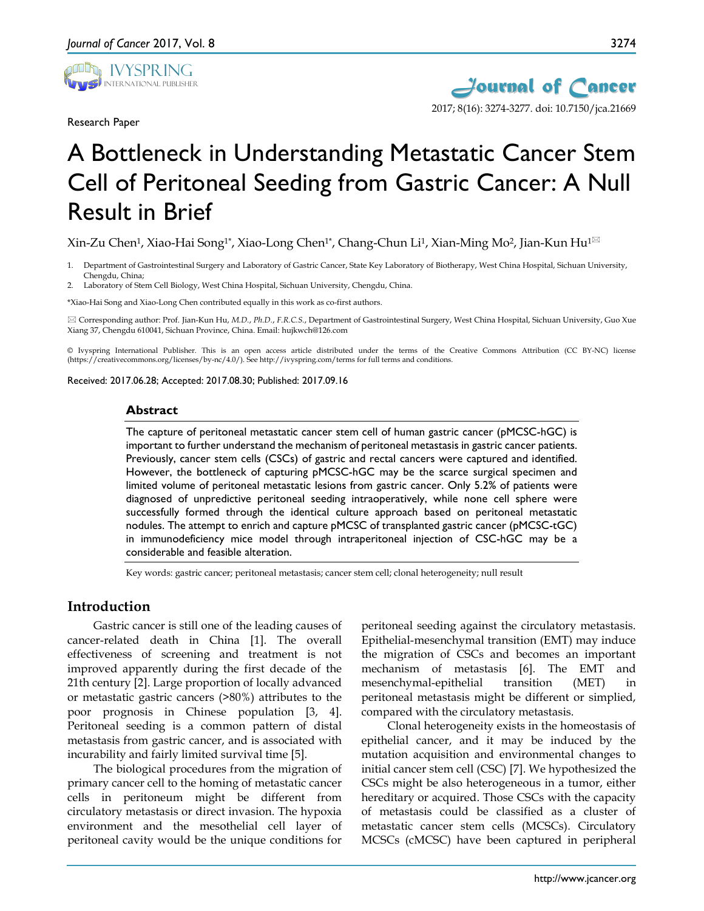Research Paper

# A Bottleneck in Understanding Metastatic Cancer Stem Cell of Peritoneal Seeding from Gastric Cancer: A Null Result in Brief

Xin-Zu Chen[1], Xiao-Hai Song[1*], Xiao-Long Chen[1*], Chang-Chun Li[1], Xian-Ming Mo[2], Jian-Kun Hu[1]✉

1. Department of Gastrointestinal Surgery and Laboratory of Gastric Cancer, State Key Laboratory of Biotherapy, West China Hospital, Sichuan University, Chengdu, China;
2. Laboratory of Stem Cell Biology, West China Hospital, Sichuan University, Chengdu, China.

*Xiao-Hai Song and Xiao-Long Chen contributed equally in this work as co-first authors.

✉ Corresponding author: Prof. Jian-Kun Hu, *M.D.*, *Ph.D.*, *F.R.C.S.*, Department of Gastrointestinal Surgery, West China Hospital, Sichuan University, Guo Xue Xiang 37, Chengdu 610041, Sichuan Province, China. Email: hujkwch@126.com

© Ivyspring International Publisher. This is an open access article distributed under the terms of the Creative Commons Attribution (CC BY-NC) license (https://creativecommons.org/licenses/by-nc/4.0/). See http://ivyspring.com/terms for full terms and conditions.

Received: 2017.06.28; Accepted: 2017.08.30; Published: 2017.09.16

## Abstract

The capture of peritoneal metastatic cancer stem cell of human gastric cancer (pMCSC-hGC) is important to further understand the mechanism of peritoneal metastasis in gastric cancer patients. Previously, cancer stem cells (CSCs) of gastric and rectal cancers were captured and identified. However, the bottleneck of capturing pMCSC-hGC may be the scarce surgical specimen and limited volume of peritoneal metastatic lesions from gastric cancer. Only 5.2% of patients were diagnosed of unpredictive peritoneal seeding intraoperatively, while none cell sphere were successfully formed through the identical culture approach based on peritoneal metastatic nodules. The attempt to enrich and capture pMCSC of transplanted gastric cancer (pMCSC-tGC) in immunodeficiency mice model through intraperitoneal injection of CSC-hGC may be a considerable and feasible alteration.

Key words: gastric cancer; peritoneal metastasis; cancer stem cell; clonal heterogeneity; null result

## Introduction

Gastric cancer is still one of the leading causes of cancer-related death in China [1]. The overall effectiveness of screening and treatment is not improved apparently during the first decade of the 21th century [2]. Large proportion of locally advanced or metastatic gastric cancers (>80%) attributes to the poor prognosis in Chinese population [3, 4]. Peritoneal seeding is a common pattern of distal metastasis from gastric cancer, and is associated with incurability and fairly limited survival time [5].

The biological procedures from the migration of primary cancer cell to the homing of metastatic cancer cells in peritoneum might be different from circulatory metastasis or direct invasion. The hypoxia environment and the mesothelial cell layer of peritoneal cavity would be the unique conditions for peritoneal seeding against the circulatory metastasis. Epithelial-mesenchymal transition (EMT) may induce the migration of CSCs and becomes an important mechanism of metastasis [6]. The EMT and mesenchymal-epithelial transition (MET) in peritoneal metastasis might be different or simplied, compared with the circulatory metastasis.

Clonal heterogeneity exists in the homeostasis of epithelial cancer, and it may be induced by the mutation acquisition and environmental changes to initial cancer stem cell (CSC) [7]. We hypothesized the CSCs might be also heterogeneous in a tumor, either hereditary or acquired. Those CSCs with the capacity of metastasis could be classified as a cluster of metastatic cancer stem cells (MCSCs). Circulatory MCSCs (cMCSC) have been captured in peripheral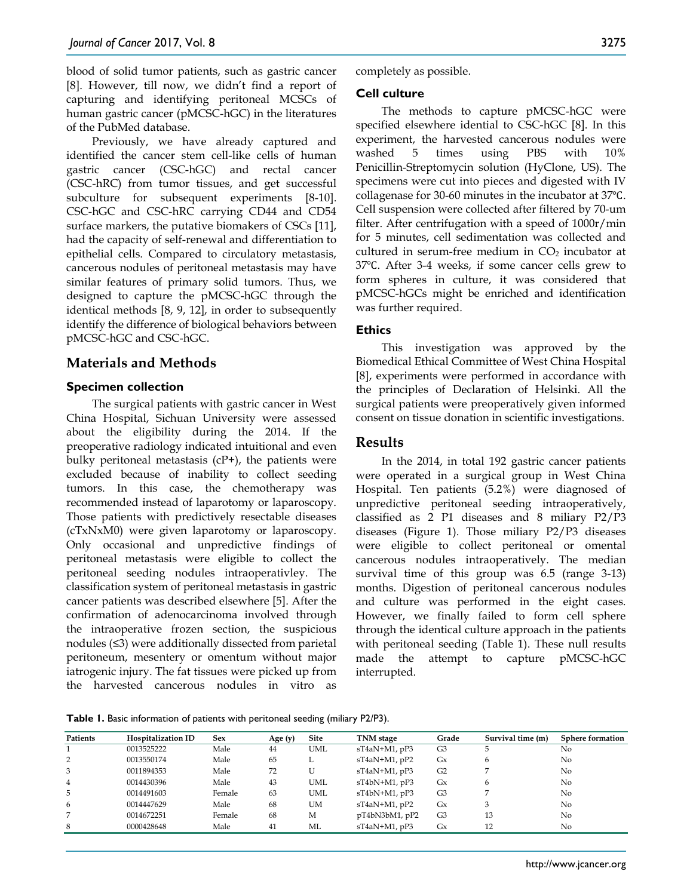blood of solid tumor patients, such as gastric cancer [8]. However, till now, we didn't find a report of capturing and identifying peritoneal MCSCs of human gastric cancer (pMCSC-hGC) in the literatures of the PubMed database.

Previously, we have already captured and identified the cancer stem cell-like cells of human gastric cancer (CSC-hGC) and rectal cancer (CSC-hRC) from tumor tissues, and get successful subculture for subsequent experiments [8-10]. CSC-hGC and CSC-hRC carrying CD44 and CD54 surface markers, the putative biomakers of CSCs [11], had the capacity of self-renewal and differentiation to epithelial cells. Compared to circulatory metastasis, cancerous nodules of peritoneal metastasis may have similar features of primary solid tumors. Thus, we designed to capture the pMCSC-hGC through the identical methods [8, 9, 12], in order to subsequently identify the difference of biological behaviors between pMCSC-hGC and CSC-hGC.

## Materials and Methods

### Specimen collection

The surgical patients with gastric cancer in West China Hospital, Sichuan University were assessed about the eligibility during the 2014. If the preoperative radiology indicated intuitional and even bulky peritoneal metastasis (cP+), the patients were excluded because of inability to collect seeding tumors. In this case, the chemotherapy was recommended instead of laparotomy or laparoscopy. Those patients with predictively resectable diseases (cTxNxM0) were given laparotomy or laparoscopy. Only occasional and unpredictive findings of peritoneal metastasis were eligible to collect the peritoneal seeding nodules intraoperativley. The classification system of peritoneal metastasis in gastric cancer patients was described elsewhere [5]. After the confirmation of adenocarcinoma involved through the intraoperative frozen section, the suspicious nodules (≤3) were additionally dissected from parietal peritoneum, mesentery or omentum without major iatrogenic injury. The fat tissues were picked up from the harvested cancerous nodules in vitro as completely as possible.

### Cell culture

The methods to capture pMCSC-hGC were specified elsewhere idential to CSC-hGC [8]. In this experiment, the harvested cancerous nodules were washed 5 times using PBS with 10% Penicillin-Streptomycin solution (HyClone, US). The specimens were cut into pieces and digested with IV collagenase for 30-60 minutes in the incubator at 37℃. Cell suspension were collected after filtered by 70-um filter. After centrifugation with a speed of 1000r/min for 5 minutes, cell sedimentation was collected and cultured in serum-free medium in $CO_2$ incubator at 37℃. After 3-4 weeks, if some cancer cells grew to form spheres in culture, it was considered that pMCSC-hGCs might be enriched and identification was further required.

### Ethics

This investigation was approved by the Biomedical Ethical Committee of West China Hospital [8], experiments were performed in accordance with the principles of Declaration of Helsinki. All the surgical patients were preoperatively given informed consent on tissue donation in scientific investigations.

## Results

In the 2014, in total 192 gastric cancer patients were operated in a surgical group in West China Hospital. Ten patients (5.2%) were diagnosed of unpredictive peritoneal seeding intraoperatively, classified as 2 P1 diseases and 8 miliary P2/P3 diseases (Figure 1). Those miliary P2/P3 diseases were eligible to collect peritoneal or omental cancerous nodules intraoperatively. The median survival time of this group was 6.5 (range 3-13) months. Digestion of peritoneal cancerous nodules and culture was performed in the eight cases. However, we finally failed to form cell sphere through the identical culture approach in the patients with peritoneal seeding (Table 1). These null results made the attempt to capture pMCSC-hGC interrupted.

**Table 1.** Basic information of patients with peritoneal seeding (miliary P2/P3).

| Patients | Hospitalization ID | Sex | Age (y) | Site | TNM stage | Grade | Survival time (m) | Sphere formation |
|---|---|---|---|---|---|---|---|---|
| 1 | 0013525222 | Male | 44 | UML | sT4aN+M1, pP3 | G3 | 5 | No |
| 2 | 0013550174 | Male | 65 | L | sT4aN+M1, pP2 | Gx | 6 | No |
| 3 | 0011894353 | Male | 72 | U | sT4aN+M1, pP3 | G2 | 7 | No |
| 4 | 0014430396 | Male | 43 | UML | sT4bN+M1, pP3 | Gx | 6 | No |
| 5 | 0014491603 | Female | 63 | UML | sT4bN+M1, pP3 | G3 | 7 | No |
| 6 | 0014447629 | Male | 68 | UM | sT4aN+M1, pP2 | Gx | 3 | No |
| 7 | 0014672251 | Female | 68 | M | pT4bN3bM1, pP2 | G3 | 13 | No |
| 8 | 0000428648 | Male | 41 | ML | sT4aN+M1, pP3 | Gx | 12 | No |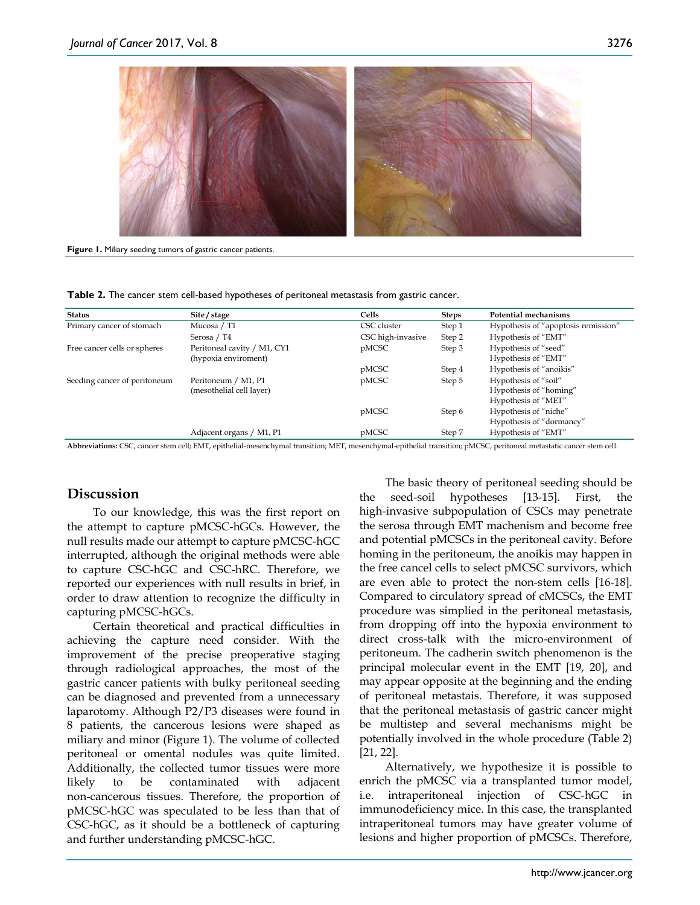Figure 1. Miliary seeding tumors of gastric cancer patients.

**Table 2.** The cancer stem cell-based hypotheses of peritoneal metastasis from gastric cancer.

| Status | Site / stage | Cells | Steps | Potential mechanisms |
|---|---|---|---|---|
| Primary cancer of stomach | Mucosa / T1 | CSC cluster | Step 1 | Hypothesis of "apoptosis remission" |
| | Serosa / T4 | CSC high-invasive | Step 2 | Hypothesis of "EMT" |
| Free cancer cells or spheres | Peritoneal cavity / M1, CY1 (hypoxia enviroment) | pMCSC | Step 3 | Hypothesis of "seed" Hypothesis of "EMT" |
| | | pMCSC | Step 4 | Hypothesis of "anoikis" |
| Seeding cancer of peritoneum | Peritoneum / M1, P1 (mesothelial cell layer) | pMCSC | Step 5 | Hypothesis of "soil" Hypothesis of "homing" Hypothesis of "MET" |
| | | pMCSC | Step 6 | Hypothesis of "niche" Hypothesis of "dormancy" |
| | Adjacent organs / M1, P1 | pMCSC | Step 7 | Hypothesis of "EMT" |

**Abbreviations:** CSC, cancer stem cell; EMT, epithelial-mesenchymal transition; MET, mesenchymal-epithelial transition; pMCSC, peritoneal metastatic cancer stem cell.

## Discussion

To our knowledge, this was the first report on the attempt to capture pMCSC-hGCs. However, the null results made our attempt to capture pMCSC-hGC interrupted, although the original methods were able to capture CSC-hGC and CSC-hRC. Therefore, we reported our experiences with null results in brief, in order to draw attention to recognize the difficulty in capturing pMCSC-hGCs.

Certain theoretical and practical difficulties in achieving the capture need consider. With the improvement of the precise preoperative staging through radiological approaches, the most of the gastric cancer patients with bulky peritoneal seeding can be diagnosed and prevented from a unnecessary laparotomy. Although P2/P3 diseases were found in 8 patients, the cancerous lesions were shaped as miliary and minor (Figure 1). The volume of collected peritoneal or omental nodules was quite limited. Additionally, the collected tumor tissues were more likely to be contaminated with adjacent non-cancerous tissues. Therefore, the proportion of pMCSC-hGC was speculated to be less than that of CSC-hGC, as it should be a bottleneck of capturing and further understanding pMCSC-hGC.

The basic theory of peritoneal seeding should be the seed-soil hypotheses [13-15]. First, the high-invasive subpopulation of CSCs may penetrate the serosa through EMT machenism and become free and potential pMCSCs in the peritoneal cavity. Before homing in the peritoneum, the anoikis may happen in the free cancel cells to select pMCSC survivors, which are even able to protect the non-stem cells [16-18]. Compared to circulatory spread of cMCSCs, the EMT procedure was simplied in the peritoneal metastasis, from dropping off into the hypoxia environment to direct cross-talk with the micro-environment of peritoneum. The cadherin switch phenomenon is the principal molecular event in the EMT [19, 20], and may appear opposite at the beginning and the ending of peritoneal metastais. Therefore, it was supposed that the peritoneal metastasis of gastric cancer might be multistep and several mechanisms might be potentially involved in the whole procedure (Table 2) [21, 22].

Alternatively, we hypothesize it is possible to enrich the pMCSC via a transplanted tumor model, i.e. intraperitoneal injection of CSC-hGC in immunodeficiency mice. In this case, the transplanted intraperitoneal tumors may have greater volume of lesions and higher proportion of pMCSCs. Therefore,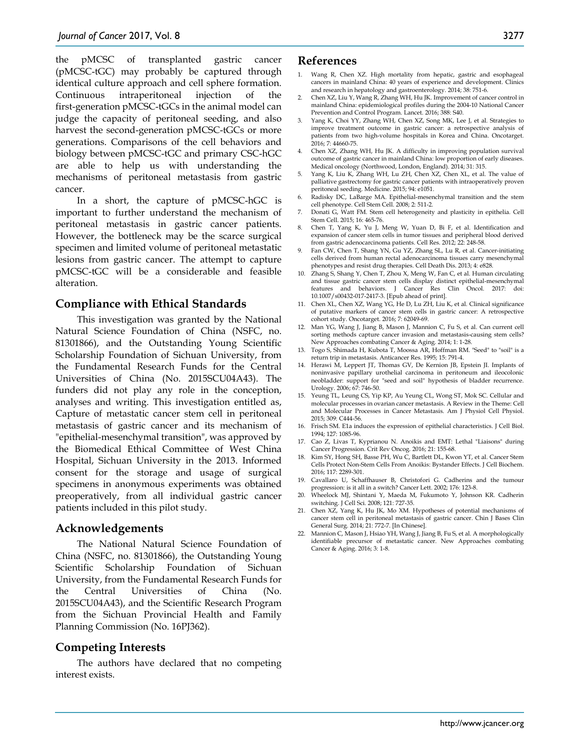the pMCSC of transplanted gastric cancer (pMCSC-tGC) may probably be captured through identical culture approach and cell sphere formation. Continuous intraperitoneal injection of the first-generation pMCSC-tGCs in the animal model can judge the capacity of peritoneal seeding, and also harvest the second-generation pMCSC-tGCs or more generations. Comparisons of the cell behaviors and biology between pMCSC-tGC and primary CSC-hGC are able to help us with understanding the mechanisms of peritoneal metastasis from gastric cancer.

In a short, the capture of pMCSC-hGC is important to further understand the mechanism of peritoneal metastasis in gastric cancer patients. However, the bottleneck may be the scarce surgical specimen and limited volume of peritoneal metastatic lesions from gastric cancer. The attempt to capture pMCSC-tGC will be a considerable and feasible alteration.

## Compliance with Ethical Standards

This investigation was granted by the National Natural Science Foundation of China (NSFC, no. 81301866), and the Outstanding Young Scientific Scholarship Foundation of Sichuan University, from the Fundamental Research Funds for the Central Universities of China (No. 2015SCU04A43). The funders did not play any role in the conception, analyses and writing. This investigation entitled as, Capture of metastatic cancer stem cell in peritoneal metastasis of gastric cancer and its mechanism of "epithelial-mesenchymal transition", was approved by the Biomedical Ethical Committee of West China Hospital, Sichuan University in the 2013. Informed consent for the storage and usage of surgical specimens in anonymous experiments was obtained preoperatively, from all individual gastric cancer patients included in this pilot study.

## Acknowledgements

The National Natural Science Foundation of China (NSFC, no. 81301866), the Outstanding Young Scientific Scholarship Foundation of Sichuan University, from the Fundamental Research Funds for the Central Universities of China (No. 2015SCU04A43), and the Scientific Research Program from the Sichuan Provincial Health and Family Planning Commission (No. 16PJ362).

## Competing Interests

The authors have declared that no competing interest exists.

## References

1. Wang R, Chen XZ. High mortality from hepatic, gastric and esophageal cancers in mainland China: 40 years of experience and development. Clinics and research in hepatology and gastroenterology. 2014; 38: 751-6.
2. Chen XZ, Liu Y, Wang R, Zhang WH, Hu JK. Improvement of cancer control in mainland China: epidemiological profiles during the 2004-10 National Cancer Prevention and Control Program. Lancet. 2016; 388: S40.
3. Yang K, Choi YY, Zhang WH, Chen XZ, Song MK, Lee J, et al. Strategies to improve treatment outcome in gastric cancer: a retrospective analysis of patients from two high-volume hospitals in Korea and China. Oncotarget. 2016; 7: 44660-75.
4. Chen XZ, Zhang WH, Hu JK. A difficulty in improving population survival outcome of gastric cancer in mainland China: low proportion of early diseases. Medical oncology (Northwood, London, England). 2014; 31: 315.
5. Yang K, Liu K, Zhang WH, Lu ZH, Chen XZ, Chen XL, et al. The value of palliative gastrectomy for gastric cancer patients with intraoperatively proven peritoneal seeding. Medicine. 2015; 94: e1051.
6. Radisky DC, LaBarge MA. Epithelial-mesenchymal transition and the stem cell phenotype. Cell Stem Cell. 2008; 2: 511-2.
7. Donati G, Watt FM. Stem cell heterogeneity and plasticity in epithelia. Cell Stem Cell. 2015; 16: 465-76.
8. Chen T, Yang K, Yu J, Meng W, Yuan D, Bi F, et al. Identification and expansion of cancer stem cells in tumor tissues and peripheral blood derived from gastric adenocarcinoma patients. Cell Res. 2012; 22: 248-58.
9. Fan CW, Chen T, Shang YN, Gu YZ, Zhang SL, Lu R, et al. Cancer-initiating cells derived from human rectal adenocarcinoma tissues carry mesenchymal phenotypes and resist drug therapies. Cell Death Dis. 2013; 4: e828.
10. Zhang S, Shang Y, Chen T, Zhou X, Meng W, Fan C, et al. Human circulating and tissue gastric cancer stem cells display distinct epithelial-mesenchymal features and behaviors. J Cancer Res Clin Oncol. 2017: doi: 10.1007/s00432-017-2417-3. [Epub ahead of print].
11. Chen XL, Chen XZ, Wang YG, He D, Lu ZH, Liu K, et al. Clinical significance of putative markers of cancer stem cells in gastric cancer: A retrospective cohort study. Oncotarget. 2016; 7: 62049-69.
12. Man YG, Wang J, Jiang B, Mason J, Mannion C, Fu S, et al. Can current cell sorting methods capture cancer invasion and metastasis-causing stem cells? New Approaches combating Cancer & Aging. 2014; 1: 1-28.
13. Togo S, Shimada H, Kubota T, Moossa AR, Hoffman RM. "Seed" to "soil" is a return trip in metastasis. Anticancer Res. 1995; 15: 791-4.
14. Herawi M, Leppert JT, Thomas GV, De Kernion JB, Epstein JI. Implants of noninvasive papillary urothelial carcinoma in peritoneum and ileocolonic neobladder: support for "seed and soil" hypothesis of bladder recurrence. Urology. 2006; 67: 746-50.
15. Yeung TL, Leung CS, Yip KP, Au Yeung CL, Wong ST, Mok SC. Cellular and molecular processes in ovarian cancer metastasis. A Review in the Theme: Cell and Molecular Processes in Cancer Metastasis. Am J Physiol Cell Physiol. 2015; 309: C444-56.
16. Frisch SM. E1a induces the expression of epithelial characteristics. J Cell Biol. 1994; 127: 1085-96.
17. Cao Z, Livas T, Kyprianou N. Anoikis and EMT: Lethal "Liaisons" during Cancer Progression. Crit Rev Oncog. 2016; 21: 155-68.
18. Kim SY, Hong SH, Basse PH, Wu C, Bartlett DL, Kwon YT, et al. Cancer Stem Cells Protect Non-Stem Cells From Anoikis: Bystander Effects. J Cell Biochem. 2016; 117: 2289-301.
19. Cavallaro U, Schaffhauser B, Christofori G. Cadherins and the tumour progression: is it all in a switch? Cancer Lett. 2002; 176: 123-8.
20. Wheelock MJ, Shintani Y, Maeda M, Fukumoto Y, Johnson KR. Cadherin switching. J Cell Sci. 2008; 121: 727-35.
21. Chen XZ, Yang K, Hu JK, Mo XM. Hypotheses of potential mechanisms of cancer stem cell in peritoneal metastasis of gastric cancer. Chin J Bases Clin General Surg. 2014; 21: 772-7. [In Chinese].
22. Mannion C, Mason J, Hsiao YH, Wang J, Jiang B, Fu S, et al. A morphologically identifiable precursor of metastatic cancer. New Approaches combating Cancer & Aging. 2016; 3: 1-8.